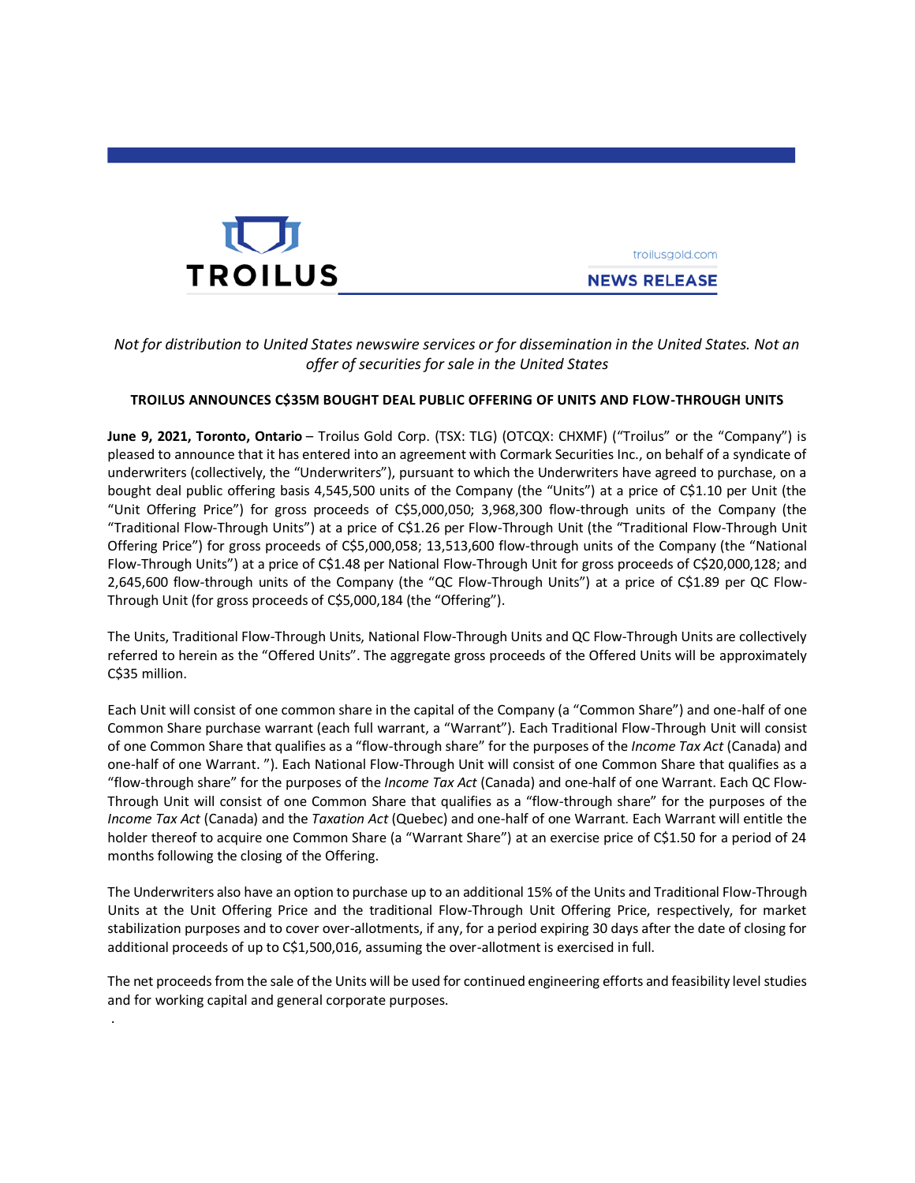TROILUS

troilusgold.com

NEWS RELEASE

*Not for distribution to United States newswire services or for dissemination in the United States. Not an offer of securities for sale in the United States*

**TROILUS ANNOUNCES C$35M BOUGHT DEAL PUBLIC OFFERING OF UNITS AND FLOW-THROUGH UNITS**

**June 9, 2021, Toronto, Ontario** – Troilus Gold Corp. (TSX: TLG) (OTCQX: CHXMF) ("Troilus" or the "Company") is pleased to announce that it has entered into an agreement with Cormark Securities Inc., on behalf of a syndicate of underwriters (collectively, the "Underwriters"), pursuant to which the Underwriters have agreed to purchase, on a bought deal public offering basis 4,545,500 units of the Company (the "Units") at a price of C$1.10 per Unit (the "Unit Offering Price") for gross proceeds of C$5,000,050; 3,968,300 flow-through units of the Company (the "Traditional Flow-Through Units") at a price of C$1.26 per Flow-Through Unit (the "Traditional Flow-Through Unit Offering Price") for gross proceeds of C$5,000,058; 13,513,600 flow-through units of the Company (the "National Flow-Through Units") at a price of C$1.48 per National Flow-Through Unit for gross proceeds of C$20,000,128; and 2,645,600 flow-through units of the Company (the "QC Flow-Through Units") at a price of C$1.89 per QC Flow-Through Unit (for gross proceeds of C$5,000,184 (the "Offering").

The Units, Traditional Flow-Through Units, National Flow-Through Units and QC Flow-Through Units are collectively referred to herein as the "Offered Units". The aggregate gross proceeds of the Offered Units will be approximately C$35 million.

Each Unit will consist of one common share in the capital of the Company (a "Common Share") and one-half of one Common Share purchase warrant (each full warrant, a "Warrant"). Each Traditional Flow-Through Unit will consist of one Common Share that qualifies as a "flow-through share" for the purposes of the *Income Tax Act* (Canada) and one-half of one Warrant. "). Each National Flow-Through Unit will consist of one Common Share that qualifies as a "flow-through share" for the purposes of the *Income Tax Act* (Canada) and one-half of one Warrant. Each QC Flow-Through Unit will consist of one Common Share that qualifies as a "flow-through share" for the purposes of the *Income Tax Act* (Canada) and the *Taxation Act* (Quebec) and one-half of one Warrant. Each Warrant will entitle the holder thereof to acquire one Common Share (a "Warrant Share") at an exercise price of C$1.50 for a period of 24 months following the closing of the Offering.

The Underwriters also have an option to purchase up to an additional 15% of the Units and Traditional Flow-Through Units at the Unit Offering Price and the traditional Flow-Through Unit Offering Price, respectively, for market stabilization purposes and to cover over-allotments, if any, for a period expiring 30 days after the date of closing for additional proceeds of up to C$1,500,016, assuming the over-allotment is exercised in full.

The net proceeds from the sale of the Units will be used for continued engineering efforts and feasibility level studies and for working capital and general corporate purposes.

.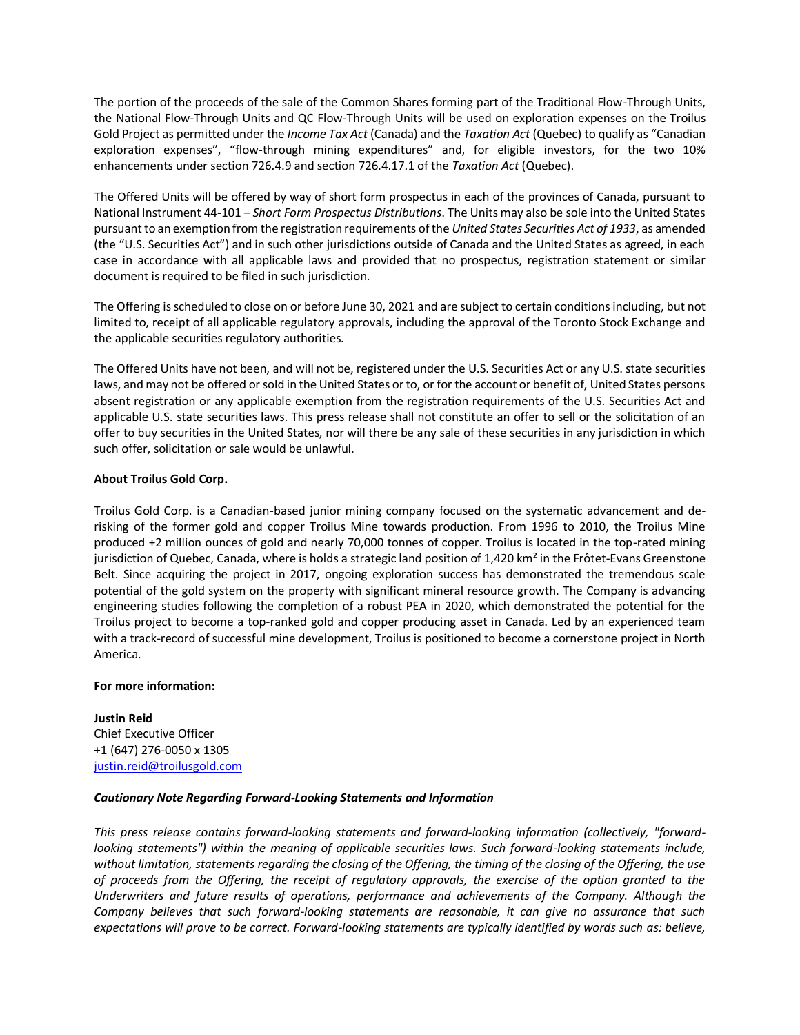The portion of the proceeds of the sale of the Common Shares forming part of the Traditional Flow-Through Units, the National Flow-Through Units and QC Flow-Through Units will be used on exploration expenses on the Troilus Gold Project as permitted under the *Income Tax Act* (Canada) and the *Taxation Act* (Quebec) to qualify as "Canadian exploration expenses", "flow-through mining expenditures" and, for eligible investors, for the two 10% enhancements under section 726.4.9 and section 726.4.17.1 of the *Taxation Act* (Quebec).

The Offered Units will be offered by way of short form prospectus in each of the provinces of Canada, pursuant to National Instrument 44-101 – *Short Form Prospectus Distributions*. The Units may also be sole into the United States pursuant to an exemption from the registration requirements of the *United States Securities Act of 1933*, as amended (the "U.S. Securities Act") and in such other jurisdictions outside of Canada and the United States as agreed, in each case in accordance with all applicable laws and provided that no prospectus, registration statement or similar document is required to be filed in such jurisdiction.

The Offering is scheduled to close on or before June 30, 2021 and are subject to certain conditions including, but not limited to, receipt of all applicable regulatory approvals, including the approval of the Toronto Stock Exchange and the applicable securities regulatory authorities.

The Offered Units have not been, and will not be, registered under the U.S. Securities Act or any U.S. state securities laws, and may not be offered or sold in the United States or to, or for the account or benefit of, United States persons absent registration or any applicable exemption from the registration requirements of the U.S. Securities Act and applicable U.S. state securities laws. This press release shall not constitute an offer to sell or the solicitation of an offer to buy securities in the United States, nor will there be any sale of these securities in any jurisdiction in which such offer, solicitation or sale would be unlawful.

**About Troilus Gold Corp.**

Troilus Gold Corp. is a Canadian-based junior mining company focused on the systematic advancement and de-risking of the former gold and copper Troilus Mine towards production. From 1996 to 2010, the Troilus Mine produced +2 million ounces of gold and nearly 70,000 tonnes of copper. Troilus is located in the top-rated mining jurisdiction of Quebec, Canada, where is holds a strategic land position of 1,420 km² in the Frôtet-Evans Greenstone Belt. Since acquiring the project in 2017, ongoing exploration success has demonstrated the tremendous scale potential of the gold system on the property with significant mineral resource growth. The Company is advancing engineering studies following the completion of a robust PEA in 2020, which demonstrated the potential for the Troilus project to become a top-ranked gold and copper producing asset in Canada. Led by an experienced team with a track-record of successful mine development, Troilus is positioned to become a cornerstone project in North America.

**For more information:**

**Justin Reid**
Chief Executive Officer
+1 (647) 276-0050 x 1305
justin.reid@troilusgold.com

***Cautionary Note Regarding Forward-Looking Statements and Information***

*This press release contains forward-looking statements and forward-looking information (collectively, "forward-looking statements") within the meaning of applicable securities laws. Such forward-looking statements include, without limitation, statements regarding the closing of the Offering, the timing of the closing of the Offering, the use of proceeds from the Offering, the receipt of regulatory approvals, the exercise of the option granted to the Underwriters and future results of operations, performance and achievements of the Company. Although the Company believes that such forward-looking statements are reasonable, it can give no assurance that such expectations will prove to be correct. Forward-looking statements are typically identified by words such as: believe,*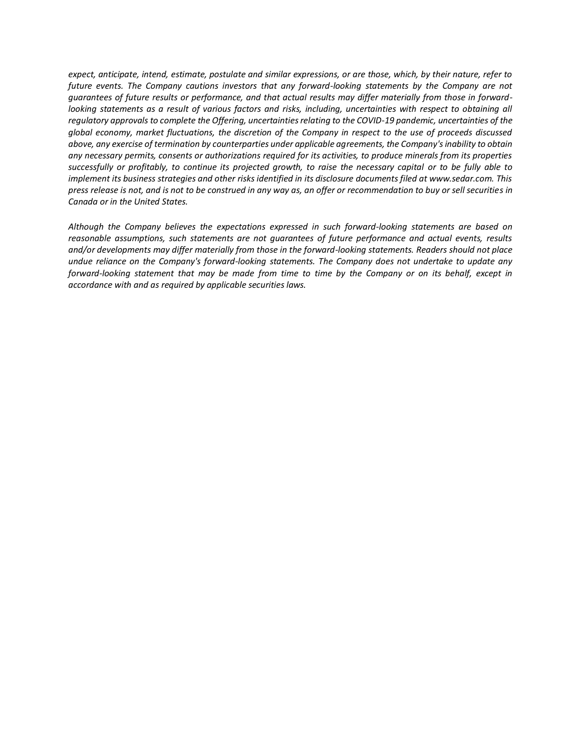*expect, anticipate, intend, estimate, postulate and similar expressions, or are those, which, by their nature, refer to future events. The Company cautions investors that any forward-looking statements by the Company are not guarantees of future results or performance, and that actual results may differ materially from those in forward-looking statements as a result of various factors and risks, including, uncertainties with respect to obtaining all regulatory approvals to complete the Offering, uncertainties relating to the COVID-19 pandemic, uncertainties of the global economy, market fluctuations, the discretion of the Company in respect to the use of proceeds discussed above, any exercise of termination by counterparties under applicable agreements, the Company's inability to obtain any necessary permits, consents or authorizations required for its activities, to produce minerals from its properties successfully or profitably, to continue its projected growth, to raise the necessary capital or to be fully able to implement its business strategies and other risks identified in its disclosure documents filed at www.sedar.com. This press release is not, and is not to be construed in any way as, an offer or recommendation to buy or sell securities in Canada or in the United States.*

*Although the Company believes the expectations expressed in such forward-looking statements are based on reasonable assumptions, such statements are not guarantees of future performance and actual events, results and/or developments may differ materially from those in the forward-looking statements. Readers should not place undue reliance on the Company's forward-looking statements. The Company does not undertake to update any forward-looking statement that may be made from time to time by the Company or on its behalf, except in accordance with and as required by applicable securities laws.*